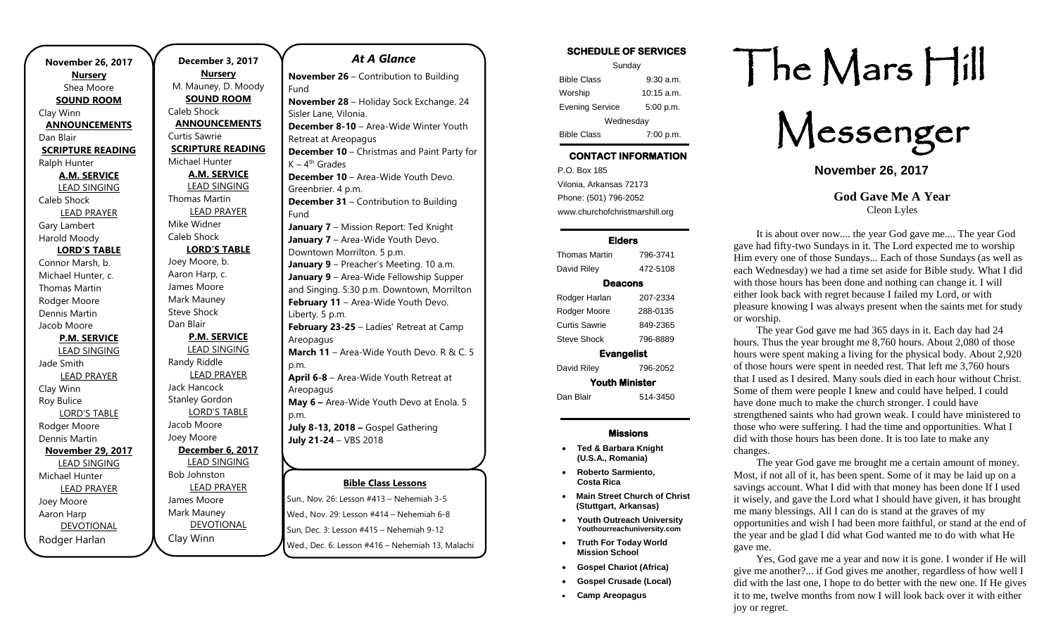**November 26, 2017**

**Nursery**
Shea Moore

**SOUND ROOM**
Clay Winn

**ANNOUNCEMENTS**
Dan Blair

**SCRIPTURE READING**
Ralph Hunter

**A.M. SERVICE**

LEAD SINGING
Caleb Shock

LEAD PRAYER
Gary Lambert
Harold Moody

**LORD'S TABLE**
Connor Marsh, b.
Michael Hunter, c.
Thomas Martin
Rodger Moore
Dennis Martin
Jacob Moore

**P.M. SERVICE**

LEAD SINGING
Jade Smith

LEAD PRAYER
Clay Winn
Roy Bulice

LORD'S TABLE
Rodger Moore
Dennis Martin

**November 29, 2017**

LEAD SINGING
Michael Hunter

LEAD PRAYER
Joey Moore
Aaron Harp

DEVOTIONAL
Rodger Harlan

**December 3, 2017**

**Nursery**
M. Mauney, D. Moody

**SOUND ROOM**
Caleb Shock

**ANNOUNCEMENTS**
Curtis Sawrie

**SCRIPTURE READING**
Michael Hunter

**A.M. SERVICE**

LEAD SINGING
Thomas Martin

LEAD PRAYER
Mike Widner
Caleb Shock

**LORD'S TABLE**
Joey Moore, b.
Aaron Harp, c.
James Moore
Mark Mauney
Steve Shock
Dan Blair

**P.M. SERVICE**

LEAD SINGING
Randy Riddle

LEAD PRAYER
Jack Hancock
Stanley Gordon

LORD'S TABLE
Jacob Moore
Joey Moore

**December 6, 2017**

LEAD SINGING
Bob Johnston

LEAD PRAYER
James Moore
Mark Mauney

DEVOTIONAL
Clay Winn

## *At A Glance*

**November 26** – Contribution to Building Fund
**November 28** – Holiday Sock Exchange. 24 Sisler Lane, Vilonia.
**December 8-10** – Area-Wide Winter Youth Retreat at Areopagus
**December 10** – Christmas and Paint Party for K – 4th Grades
**December 10** – Area-Wide Youth Devo. Greenbrier. 4 p.m.
**December 31** – Contribution to Building Fund
**January 7** – Mission Report: Ted Knight
**January 7** – Area-Wide Youth Devo. Downtown Morrilton. 5 p.m.
**January 9** – Preacher's Meeting. 10 a.m.
**January 9** – Area-Wide Fellowship Supper and Singing. 5:30 p.m. Downtown, Morrilton
**February 11** – Area-Wide Youth Devo. Liberty. 5 p.m.
**February 23-25** – Ladies' Retreat at Camp Areopagus
**March 11** – Area-Wide Youth Devo. R & C. 5 p.m.
**April 6-8** – Area-Wide Youth Retreat at Areopagus
**May 6 –** Area-Wide Youth Devo at Enola. 5 p.m.
**July 8-13, 2018 –** Gospel Gathering
**July 21-24** – VBS 2018

**Bible Class Lessons**

Sun., Nov. 26: Lesson #413 – Nehemiah 3-5
Wed., Nov. 29: Lesson #414 – Nehemiah 6-8
Sun, Dec. 3: Lesson #415 – Nehemiah 9-12
Wed., Dec. 6: Lesson #416 – Nehemiah 13, Malachi

### SCHEDULE OF SERVICES

| Sunday | |
|---|---|
| Bible Class | 9:30 a.m. |
| Worship | 10:15 a.m. |
| Evening Service | 5:00 p.m. |
| **Wednesday** | |
| Bible Class | 7:00 p.m. |

### CONTACT INFORMATION

P.O. Box 185
Vilonia, Arkansas 72173
Phone: (501) 796-2052
www.churchofchristmarshill.org

### Elders

| | |
|---|---|
| Thomas Martin | 796-3741 |
| David Riley | 472-5108 |

### Deacons

| | |
|---|---|
| Rodger Harlan | 207-2334 |
| Rodger Moore | 288-0135 |
| Curtis Sawrie | 849-2365 |
| Steve Shock | 796-8889 |

### Evangelist

| | |
|---|---|
| David Riley | 796-2052 |

### Youth Minister

| | |
|---|---|
| Dan Blair | 514-3450 |

### Missions

- **Ted & Barbara Knight (U.S.A., Romania)**
- **Roberto Sarmiento, Costa Rica**
- **Main Street Church of Christ (Stuttgart, Arkansas)**
- **Youth Outreach University Youthourreachuniversity.com**
- **Truth For Today World Mission School**
- **Gospel Chariot (Africa)**
- **Gospel Crusade (Local)**
- **Camp Areopagus**

# The Mars Hill Messenger

**November 26, 2017**

## God Gave Me A Year

Cleon Lyles

It is about over now.... the year God gave me.... The year God gave had fifty-two Sundays in it. The Lord expected me to worship Him every one of those Sundays... Each of those Sundays (as well as each Wednesday) we had a time set aside for Bible study. What I did with those hours has been done and nothing can change it. I will either look back with regret because I failed my Lord, or with pleasure knowing I was always present when the saints met for study or worship.

The year God gave me had 365 days in it. Each day had 24 hours. Thus the year brought me 8,760 hours. About 2,080 of those hours were spent making a living for the physical body. About 2,920 of those hours were spent in needed rest. That left me 3,760 hours that I used as I desired. Many souls died in each hour without Christ. Some of them were people I knew and could have helped. I could have done much to make the church stronger. I could have strengthened saints who had grown weak. I could have ministered to those who were suffering. I had the time and opportunities. What I did with those hours has been done. It is too late to make any changes.

The year God gave me brought me a certain amount of money. Most, if not all of it, has been spent. Some of it may be laid up on a savings account. What I did with that money has been done If I used it wisely, and gave the Lord what I should have given, it has brought me many blessings. All I can do is stand at the graves of my opportunities and wish I had been more faithful, or stand at the end of the year and be glad I did what God wanted me to do with what He gave me.

Yes, God gave me a year and now it is gone. I wonder if He will give me another?... if God gives me another, regardless of how well I did with the last one, I hope to do better with the new one. If He gives it to me, twelve months from now I will look back over it with either joy or regret.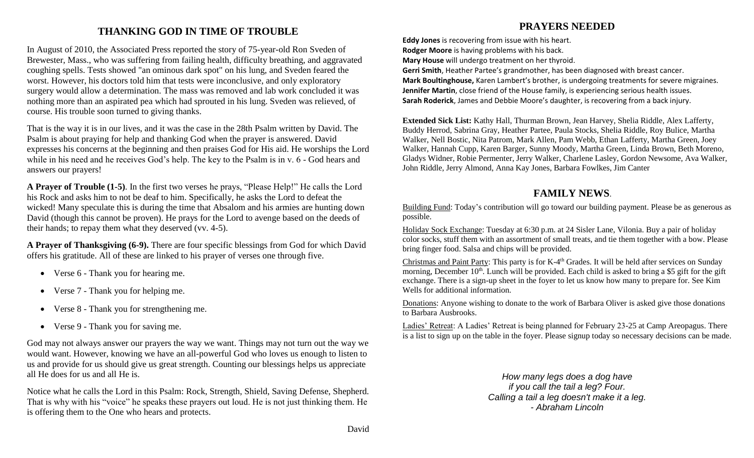## THANKING GOD IN TIME OF TROUBLE

In August of 2010, the Associated Press reported the story of 75-year-old Ron Sveden of Brewester, Mass., who was suffering from failing health, difficulty breathing, and aggravated coughing spells. Tests showed "an ominous dark spot" on his lung, and Sveden feared the worst. However, his doctors told him that tests were inconclusive, and only exploratory surgery would allow a determination. The mass was removed and lab work concluded it was nothing more than an aspirated pea which had sprouted in his lung. Sveden was relieved, of course. His trouble soon turned to giving thanks.

That is the way it is in our lives, and it was the case in the 28th Psalm written by David. The Psalm is about praying for help and thanking God when the prayer is answered. David expresses his concerns at the beginning and then praises God for His aid. He worships the Lord while in his need and he receives God's help. The key to the Psalm is in v. 6 - God hears and answers our prayers!

**A Prayer of Trouble (1-5)**. In the first two verses he prays, "Please Help!" He calls the Lord his Rock and asks him to not be deaf to him. Specifically, he asks the Lord to defeat the wicked! Many speculate this is during the time that Absalom and his armies are hunting down David (though this cannot be proven). He prays for the Lord to avenge based on the deeds of their hands; to repay them what they deserved (vv. 4-5).

**A Prayer of Thanksgiving (6-9).** There are four specific blessings from God for which David offers his gratitude. All of these are linked to his prayer of verses one through five.

- Verse 6 - Thank you for hearing me.
- Verse 7 - Thank you for helping me.
- Verse 8 - Thank you for strengthening me.
- Verse 9 - Thank you for saving me.

God may not always answer our prayers the way we want. Things may not turn out the way we would want. However, knowing we have an all-powerful God who loves us enough to listen to us and provide for us should give us great strength. Counting our blessings helps us appreciate all He does for us and all He is.

Notice what he calls the Lord in this Psalm: Rock, Strength, Shield, Saving Defense, Shepherd. That is why with his "voice" he speaks these prayers out loud. He is not just thinking them. He is offering them to the One who hears and protects.

David

## PRAYERS NEEDED

**Eddy Jones** is recovering from issue with his heart.
**Rodger Moore** is having problems with his back.
**Mary House** will undergo treatment on her thyroid.
**Gerri Smith**, Heather Partee's grandmother, has been diagnosed with breast cancer.
**Mark Boultinghouse,** Karen Lambert's brother, is undergoing treatments for severe migraines.
**Jennifer Martin**, close friend of the House family, is experiencing serious health issues.
**Sarah Roderick**, James and Debbie Moore's daughter, is recovering from a back injury.

**Extended Sick List:** Kathy Hall, Thurman Brown, Jean Harvey, Shelia Riddle, Alex Lafferty, Buddy Herrod, Sabrina Gray, Heather Partee, Paula Stocks, Shelia Riddle, Roy Bulice, Martha Walker, Nell Bostic, Nita Patrom, Mark Allen, Pam Webb, Ethan Lafferty, Martha Green, Joey Walker, Hannah Cupp, Karen Barger, Sunny Moody, Martha Green, Linda Brown, Beth Moreno, Gladys Widner, Robie Permenter, Jerry Walker, Charlene Lasley, Gordon Newsome, Ava Walker, John Riddle, Jerry Almond, Anna Kay Jones, Barbara Fowlkes, Jim Canter

## FAMILY NEWS.

Building Fund: Today's contribution will go toward our building payment. Please be as generous as possible.

Holiday Sock Exchange: Tuesday at 6:30 p.m. at 24 Sisler Lane, Vilonia. Buy a pair of holiday color socks, stuff them with an assortment of small treats, and tie them together with a bow. Please bring finger food. Salsa and chips will be provided.

Christmas and Paint Party: This party is for K-4th Grades. It will be held after services on Sunday morning, December 10th. Lunch will be provided. Each child is asked to bring a $5 gift for the gift exchange. There is a sign-up sheet in the foyer to let us know how many to prepare for. See Kim Wells for additional information.

Donations: Anyone wishing to donate to the work of Barbara Oliver is asked give those donations to Barbara Ausbrooks.

Ladies' Retreat: A Ladies' Retreat is being planned for February 23-25 at Camp Areopagus. There is a list to sign up on the table in the foyer. Please signup today so necessary decisions can be made.

*How many legs does a dog have*
*if you call the tail a leg? Four.*
*Calling a tail a leg doesn't make it a leg.*
*- Abraham Lincoln*